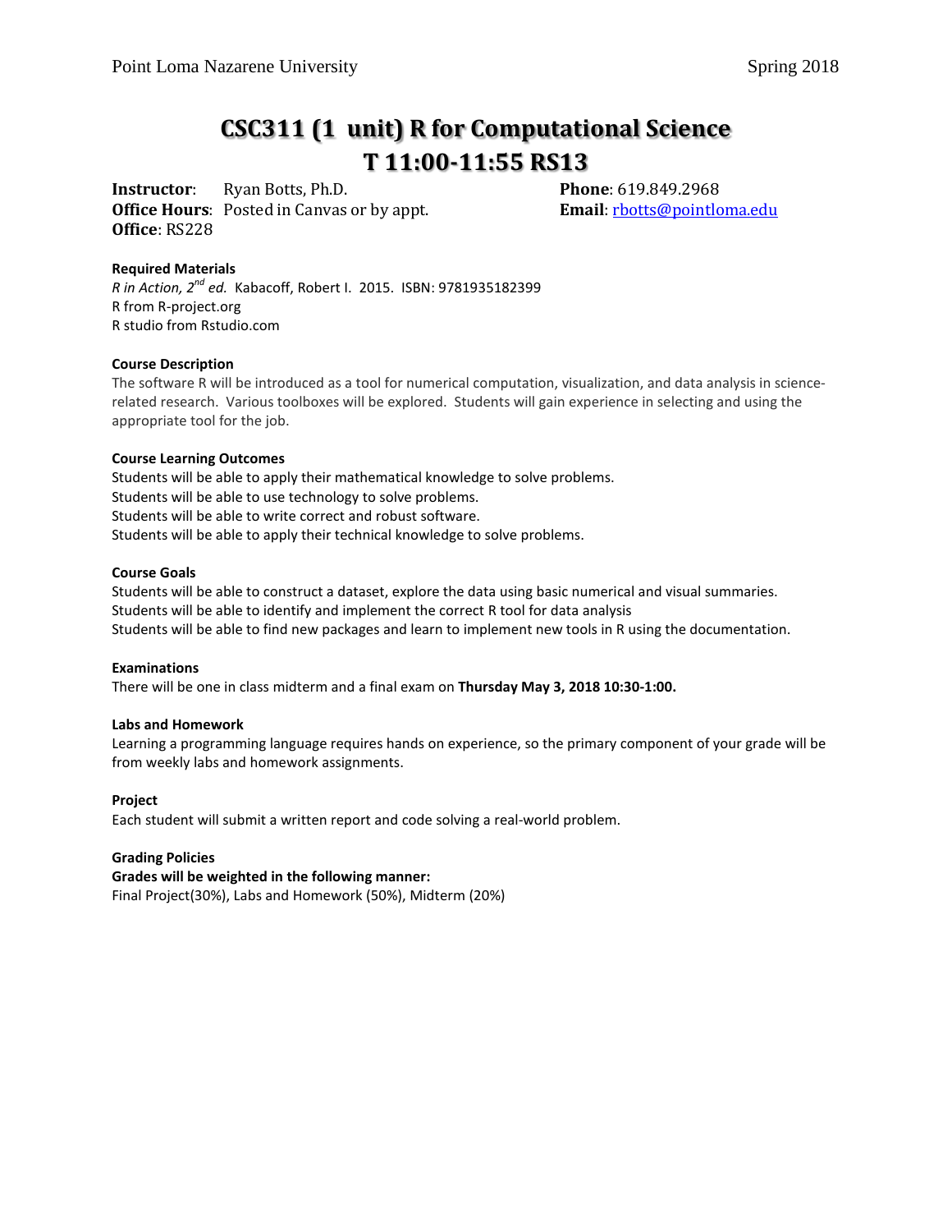# CSC311 (1 unit) R for Computational Science
# T 11:00-11:55 RS13

**Instructor**: Ryan Botts, Ph.D.
**Office Hours**: Posted in Canvas or by appt.
**Office**: RS228
**Phone**: 619.849.2968
**Email**: rbotts@pointloma.edu

**Required Materials**
*R in Action, 2nd ed.* Kabacoff, Robert I. 2015. ISBN: 9781935182399
R from R-project.org
R studio from Rstudio.com

**Course Description**
The software R will be introduced as a tool for numerical computation, visualization, and data analysis in science-related research. Various toolboxes will be explored. Students will gain experience in selecting and using the appropriate tool for the job.

**Course Learning Outcomes**
Students will be able to apply their mathematical knowledge to solve problems.
Students will be able to use technology to solve problems.
Students will be able to write correct and robust software.
Students will be able to apply their technical knowledge to solve problems.

**Course Goals**
Students will be able to construct a dataset, explore the data using basic numerical and visual summaries.
Students will be able to identify and implement the correct R tool for data analysis
Students will be able to find new packages and learn to implement new tools in R using the documentation.

**Examinations**
There will be one in class midterm and a final exam on **Thursday May 3, 2018 10:30-1:00.**

**Labs and Homework**
Learning a programming language requires hands on experience, so the primary component of your grade will be from weekly labs and homework assignments.

**Project**
Each student will submit a written report and code solving a real-world problem.

**Grading Policies**
**Grades will be weighted in the following manner:**
Final Project(30%), Labs and Homework (50%), Midterm (20%)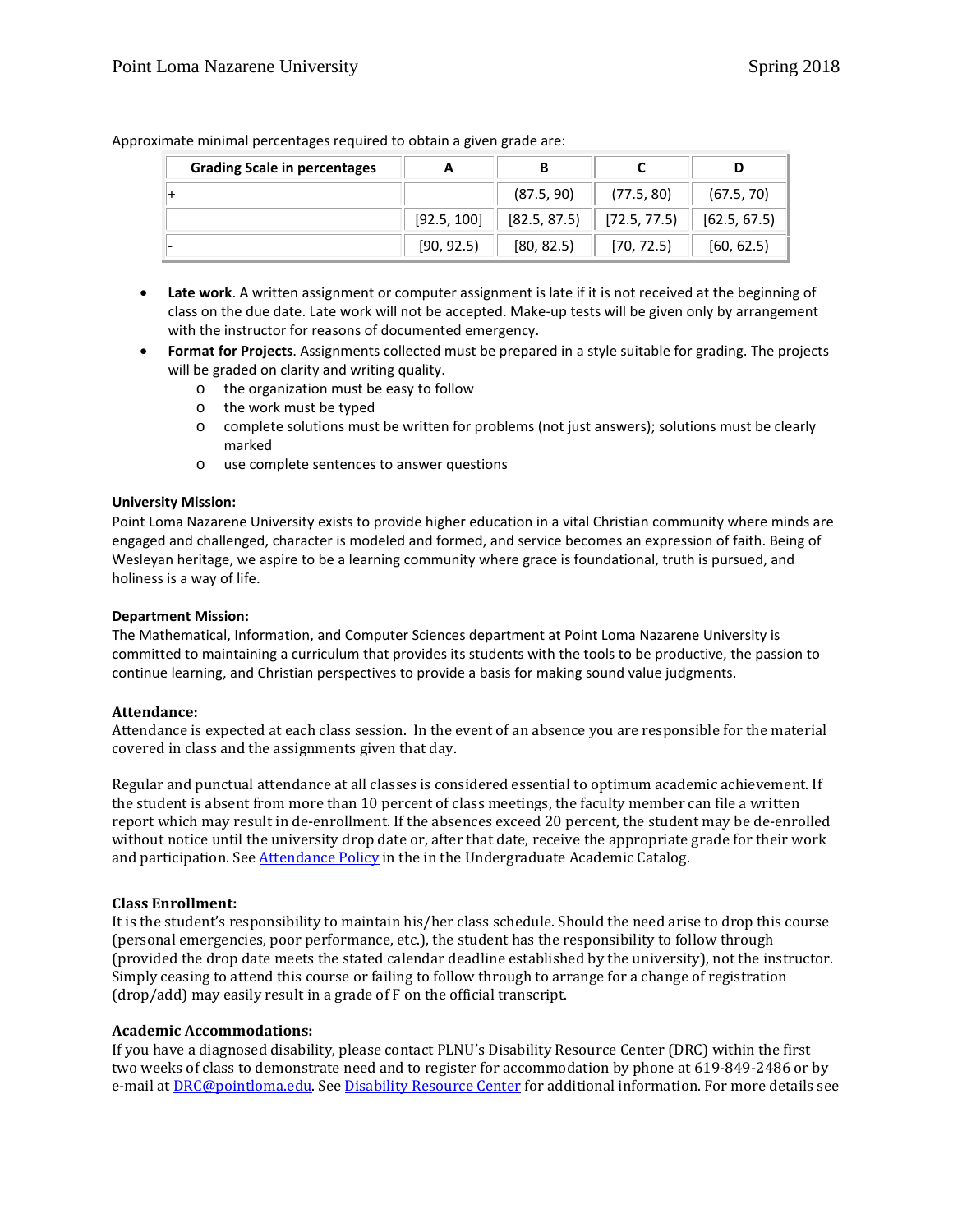Approximate minimal percentages required to obtain a given grade are:

| Grading Scale in percentages | A | B | C | D |
|---|---|---|---|---|
| + | | (87.5, 90) | (77.5, 80) | (67.5, 70) |
| | [92.5, 100] | [82.5, 87.5) | [72.5, 77.5) | [62.5, 67.5) |
| - | [90, 92.5) | [80, 82.5) | [70, 72.5) | [60, 62.5) |

- **Late work**. A written assignment or computer assignment is late if it is not received at the beginning of class on the due date. Late work will not be accepted. Make-up tests will be given only by arrangement with the instructor for reasons of documented emergency.
- **Format for Projects**. Assignments collected must be prepared in a style suitable for grading. The projects will be graded on clarity and writing quality.
  - the organization must be easy to follow
  - the work must be typed
  - complete solutions must be written for problems (not just answers); solutions must be clearly marked
  - use complete sentences to answer questions

**University Mission:**
Point Loma Nazarene University exists to provide higher education in a vital Christian community where minds are engaged and challenged, character is modeled and formed, and service becomes an expression of faith. Being of Wesleyan heritage, we aspire to be a learning community where grace is foundational, truth is pursued, and holiness is a way of life.

**Department Mission:**
The Mathematical, Information, and Computer Sciences department at Point Loma Nazarene University is committed to maintaining a curriculum that provides its students with the tools to be productive, the passion to continue learning, and Christian perspectives to provide a basis for making sound value judgments.

**Attendance:**
Attendance is expected at each class session. In the event of an absence you are responsible for the material covered in class and the assignments given that day.

Regular and punctual attendance at all classes is considered essential to optimum academic achievement. If the student is absent from more than 10 percent of class meetings, the faculty member can file a written report which may result in de-enrollment. If the absences exceed 20 percent, the student may be de-enrolled without notice until the university drop date or, after that date, receive the appropriate grade for their work and participation. See Attendance Policy in the in the Undergraduate Academic Catalog.

**Class Enrollment:**
It is the student's responsibility to maintain his/her class schedule. Should the need arise to drop this course (personal emergencies, poor performance, etc.), the student has the responsibility to follow through (provided the drop date meets the stated calendar deadline established by the university), not the instructor. Simply ceasing to attend this course or failing to follow through to arrange for a change of registration (drop/add) may easily result in a grade of F on the official transcript.

**Academic Accommodations:**
If you have a diagnosed disability, please contact PLNU's Disability Resource Center (DRC) within the first two weeks of class to demonstrate need and to register for accommodation by phone at 619-849-2486 or by e-mail at DRC@pointloma.edu. See Disability Resource Center for additional information. For more details see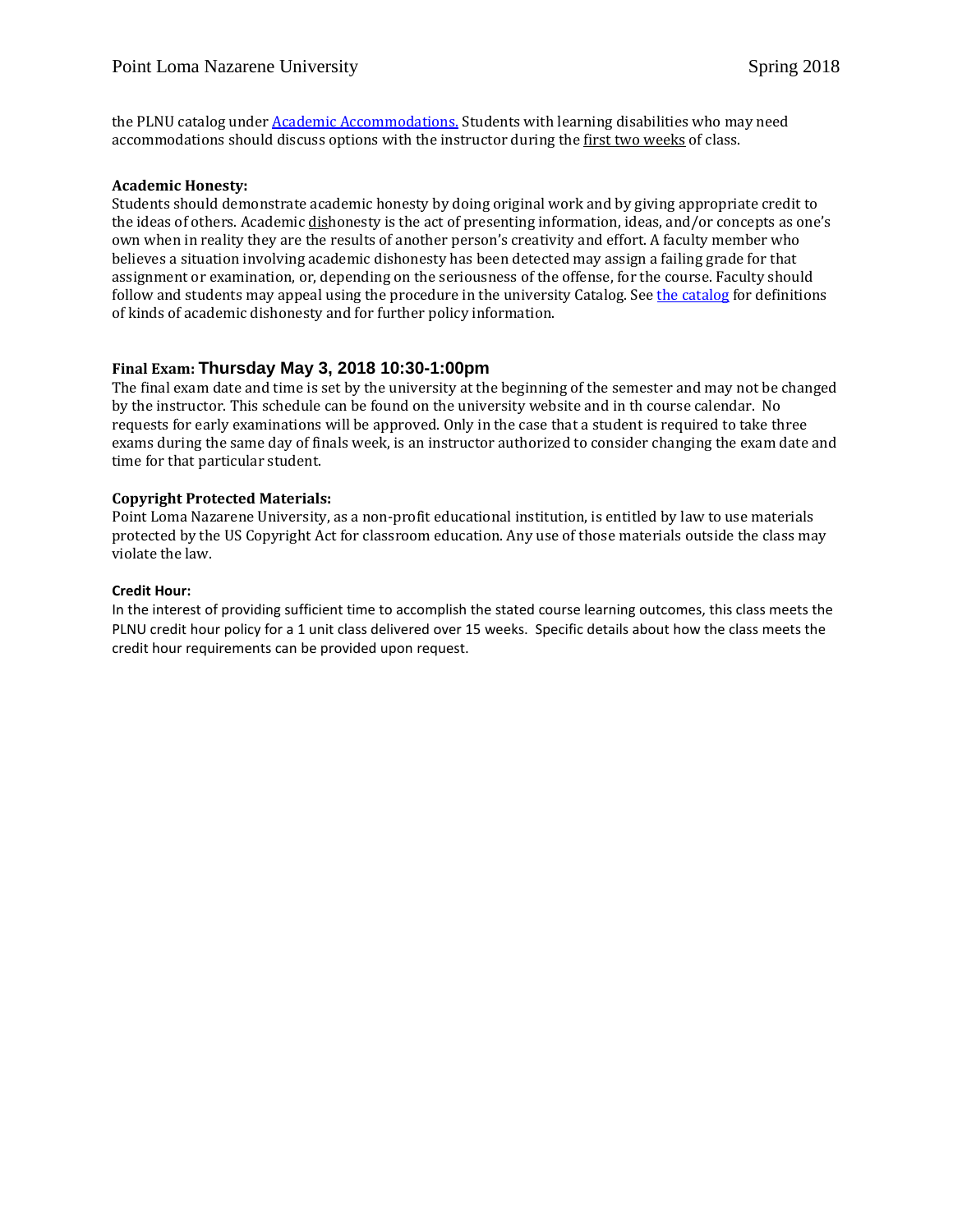the PLNU catalog under [Academic Accommodations.](#) Students with learning disabilities who may need accommodations should discuss options with the instructor during the first two weeks of class.

**Academic Honesty:**
Students should demonstrate academic honesty by doing original work and by giving appropriate credit to the ideas of others. Academic dishonesty is the act of presenting information, ideas, and/or concepts as one's own when in reality they are the results of another person's creativity and effort. A faculty member who believes a situation involving academic dishonesty has been detected may assign a failing grade for that assignment or examination, or, depending on the seriousness of the offense, for the course. Faculty should follow and students may appeal using the procedure in the university Catalog. See [the catalog](#) for definitions of kinds of academic dishonesty and for further policy information.

**Final Exam: Thursday May 3, 2018 10:30-1:00pm**
The final exam date and time is set by the university at the beginning of the semester and may not be changed by the instructor. This schedule can be found on the university website and in th course calendar. No requests for early examinations will be approved. Only in the case that a student is required to take three exams during the same day of finals week, is an instructor authorized to consider changing the exam date and time for that particular student.

**Copyright Protected Materials:**
Point Loma Nazarene University, as a non-profit educational institution, is entitled by law to use materials protected by the US Copyright Act for classroom education. Any use of those materials outside the class may violate the law.

**Credit Hour:**
In the interest of providing sufficient time to accomplish the stated course learning outcomes, this class meets the PLNU credit hour policy for a 1 unit class delivered over 15 weeks. Specific details about how the class meets the credit hour requirements can be provided upon request.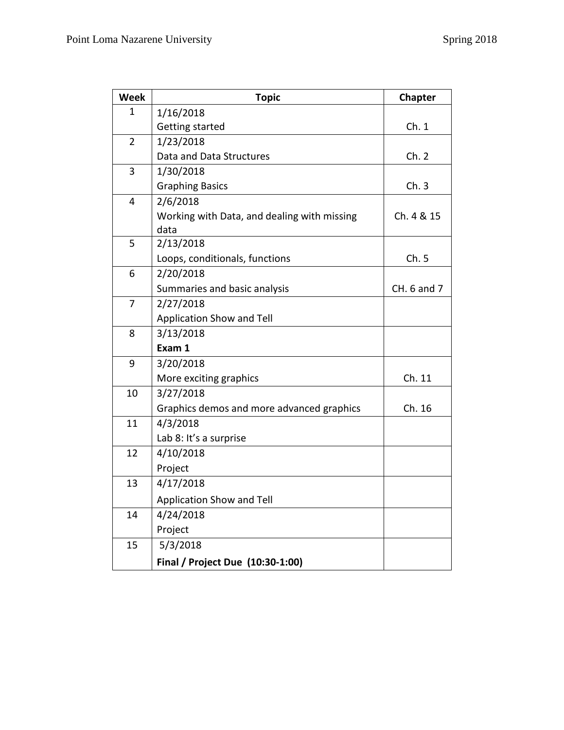| Week | Topic | Chapter |
|---|---|---|
| 1 | 1/16/2018<br>Getting started | Ch. 1 |
| 2 | 1/23/2018<br>Data and Data Structures | Ch. 2 |
| 3 | 1/30/2018<br>Graphing Basics | Ch. 3 |
| 4 | 2/6/2018<br>Working with Data, and dealing with missing data | Ch. 4 & 15 |
| 5 | 2/13/2018<br>Loops, conditionals, functions | Ch. 5 |
| 6 | 2/20/2018<br>Summaries and basic analysis | CH. 6 and 7 |
| 7 | 2/27/2018<br>Application Show and Tell | |
| 8 | 3/13/2018<br>**Exam 1** | |
| 9 | 3/20/2018<br>More exciting graphics | Ch. 11 |
| 10 | 3/27/2018<br>Graphics demos and more advanced graphics | Ch. 16 |
| 11 | 4/3/2018<br>Lab 8: It's a surprise | |
| 12 | 4/10/2018<br>Project | |
| 13 | 4/17/2018<br>Application Show and Tell | |
| 14 | 4/24/2018<br>Project | |
| 15 | 5/3/2018<br>**Final / Project Due (10:30-1:00)** | |